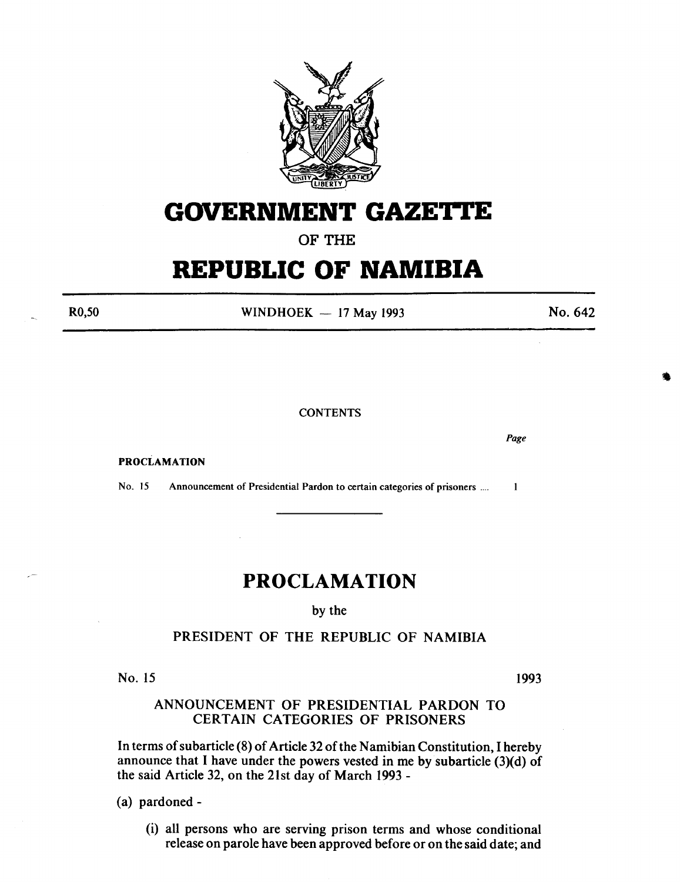# GOVERNMENT GAZETTE

OF THE

# REPUBLIC OF NAMIBIA

R0,50 WINDHOEK — 17 May 1993 No. 642

CONTENTS

| | | Page |
|---|---|---|
| **PROCLAMATION** | | |
| No. 15 | Announcement of Presidential Pardon to certain categories of prisoners .... | 1 |

## PROCLAMATION

by the

PRESIDENT OF THE REPUBLIC OF NAMIBIA

No. 15 1993

### ANNOUNCEMENT OF PRESIDENTIAL PARDON TO CERTAIN CATEGORIES OF PRISONERS

In terms of subarticle (8) of Article 32 of the Namibian Constitution, I hereby announce that I have under the powers vested in me by subarticle (3)(d) of the said Article 32, on the 21st day of March 1993 -

(a) pardoned -

(i) all persons who are serving prison terms and whose conditional release on parole have been approved before or on the said date; and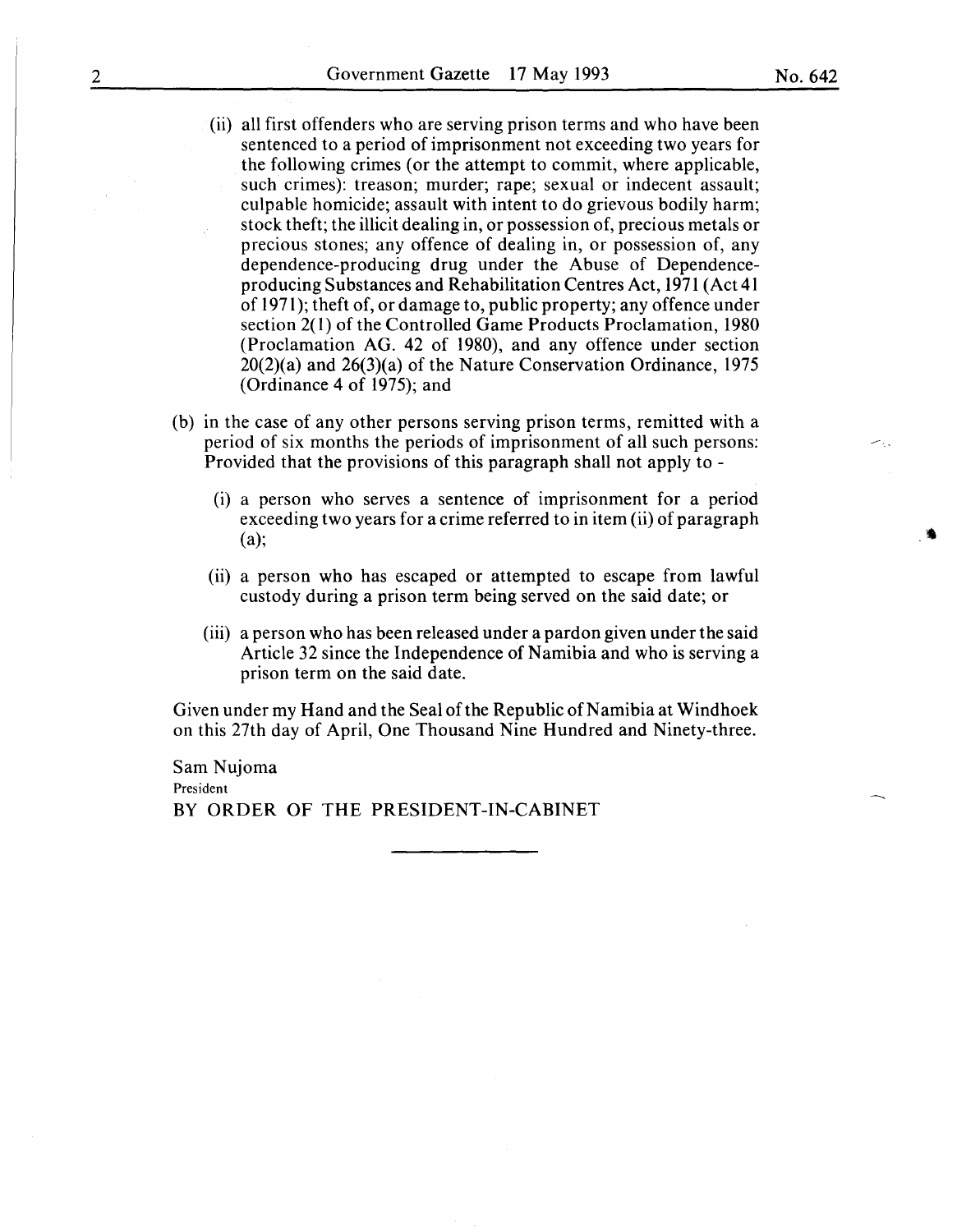(ii) all first offenders who are serving prison terms and who have been sentenced to a period of imprisonment not exceeding two years for the following crimes (or the attempt to commit, where applicable, such crimes): treason; murder; rape; sexual or indecent assault; culpable homicide; assault with intent to do grievous bodily harm; stock theft; the illicit dealing in, or possession of, precious metals or precious stones; any offence of dealing in, or possession of, any dependence-producing drug under the Abuse of Dependence-producing Substances and Rehabilitation Centres Act, 1971 (Act 41 of 1971); theft of, or damage to, public property; any offence under section 2(1) of the Controlled Game Products Proclamation, 1980 (Proclamation AG. 42 of 1980), and any offence under section 20(2)(a) and 26(3)(a) of the Nature Conservation Ordinance, 1975 (Ordinance 4 of 1975); and

(b) in the case of any other persons serving prison terms, remitted with a period of six months the periods of imprisonment of all such persons: Provided that the provisions of this paragraph shall not apply to -

(i) a person who serves a sentence of imprisonment for a period exceeding two years for a crime referred to in item (ii) of paragraph (a);

(ii) a person who has escaped or attempted to escape from lawful custody during a prison term being served on the said date; or

(iii) a person who has been released under a pardon given under the said Article 32 since the Independence of Namibia and who is serving a prison term on the said date.

Given under my Hand and the Seal of the Republic of Namibia at Windhoek on this 27th day of April, One Thousand Nine Hundred and Ninety-three.

Sam Nujoma
President
BY ORDER OF THE PRESIDENT-IN-CABINET